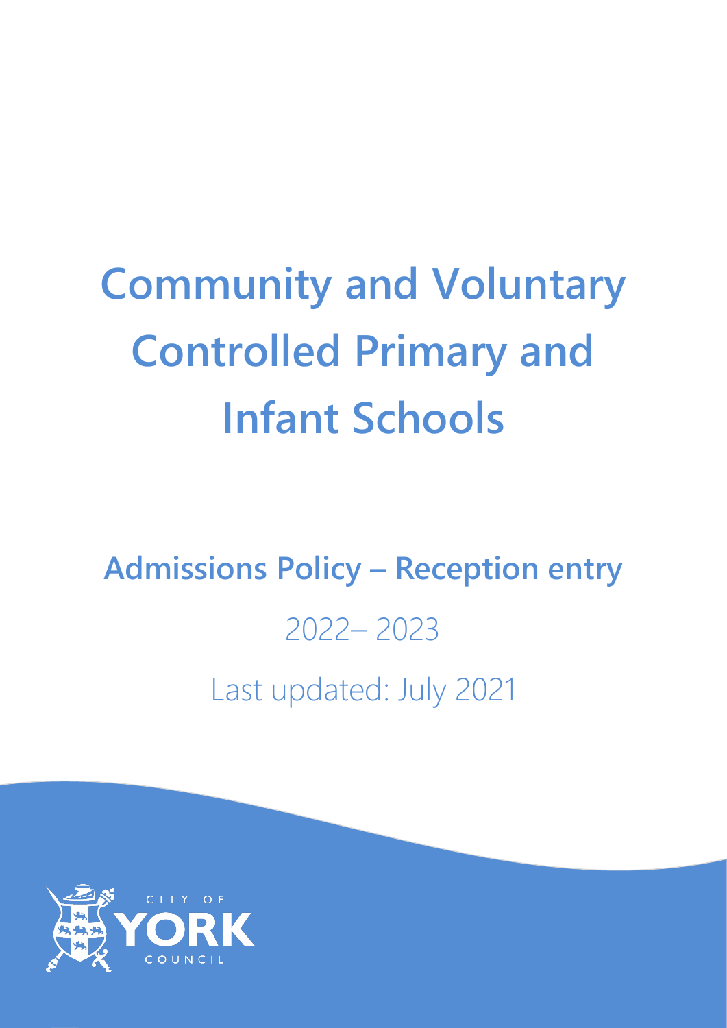# Community and Voluntary Controlled Primary and Infant Schools

## Admissions Policy – Reception entry

2022– 2023

Last updated: July 2021

CITY OF YORK COUNCIL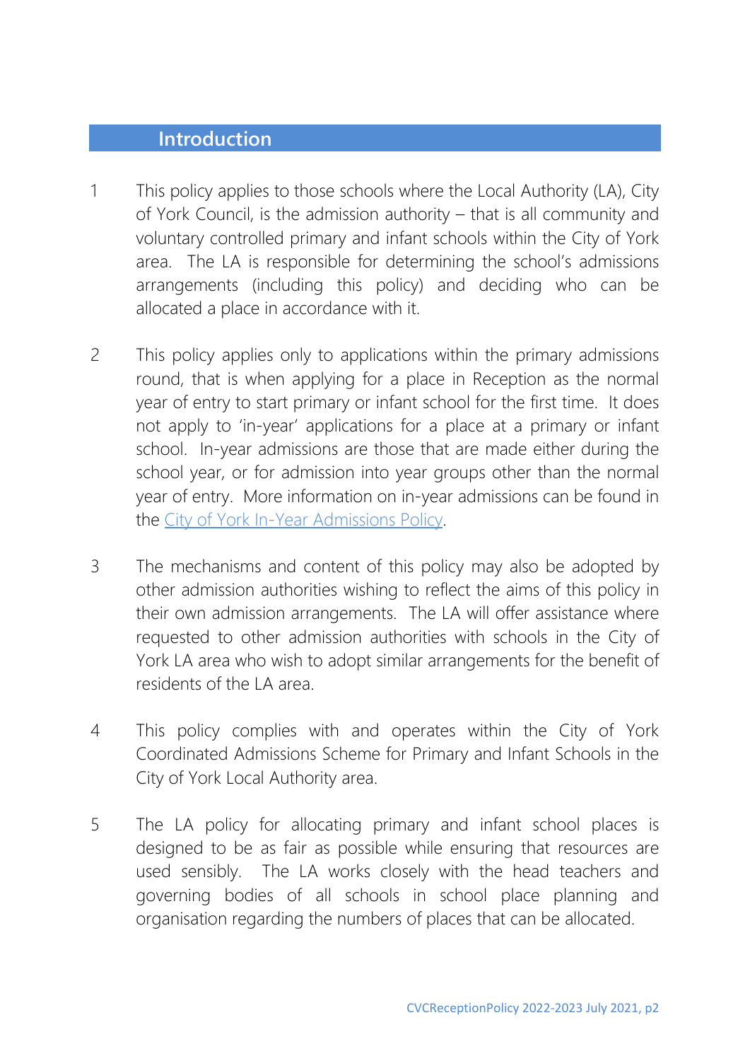## Introduction

1. This policy applies to those schools where the Local Authority (LA), City of York Council, is the admission authority – that is all community and voluntary controlled primary and infant schools within the City of York area. The LA is responsible for determining the school's admissions arrangements (including this policy) and deciding who can be allocated a place in accordance with it.

2. This policy applies only to applications within the primary admissions round, that is when applying for a place in Reception as the normal year of entry to start primary or infant school for the first time. It does not apply to 'in-year' applications for a place at a primary or infant school. In-year admissions are those that are made either during the school year, or for admission into year groups other than the normal year of entry. More information on in-year admissions can be found in the City of York In-Year Admissions Policy.

3. The mechanisms and content of this policy may also be adopted by other admission authorities wishing to reflect the aims of this policy in their own admission arrangements. The LA will offer assistance where requested to other admission authorities with schools in the City of York LA area who wish to adopt similar arrangements for the benefit of residents of the LA area.

4. This policy complies with and operates within the City of York Coordinated Admissions Scheme for Primary and Infant Schools in the City of York Local Authority area.

5. The LA policy for allocating primary and infant school places is designed to be as fair as possible while ensuring that resources are used sensibly. The LA works closely with the head teachers and governing bodies of all schools in school place planning and organisation regarding the numbers of places that can be allocated.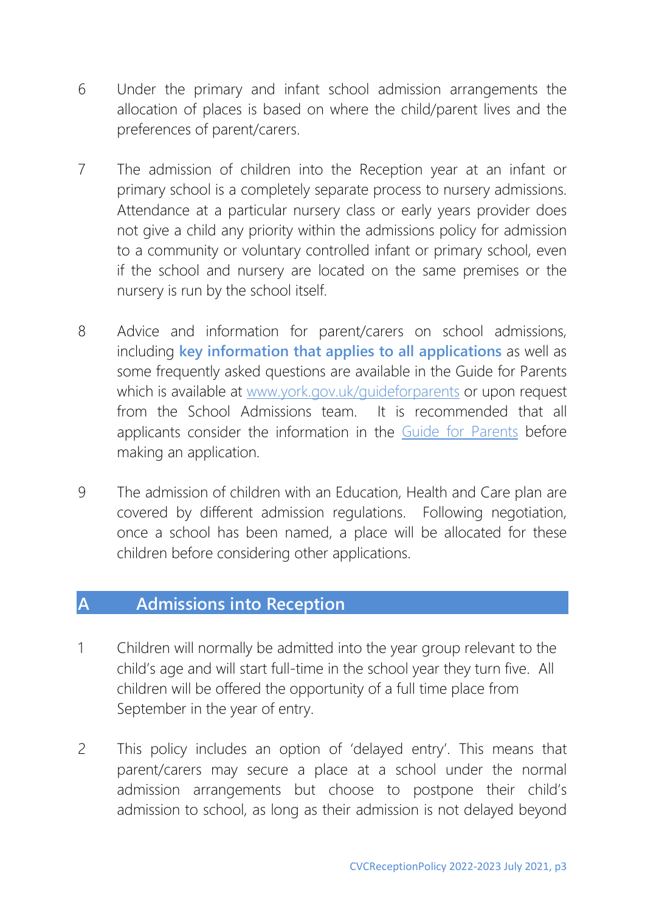6 Under the primary and infant school admission arrangements the allocation of places is based on where the child/parent lives and the preferences of parent/carers.

7 The admission of children into the Reception year at an infant or primary school is a completely separate process to nursery admissions. Attendance at a particular nursery class or early years provider does not give a child any priority within the admissions policy for admission to a community or voluntary controlled infant or primary school, even if the school and nursery are located on the same premises or the nursery is run by the school itself.

8 Advice and information for parent/carers on school admissions, including **key information that applies to all applications** as well as some frequently asked questions are available in the Guide for Parents which is available at [www.york.gov.uk/guideforparents](http://www.york.gov.uk/guideforparents) or upon request from the School Admissions team. It is recommended that all applicants consider the information in the [Guide for Parents](http://www.york.gov.uk/guideforparents) before making an application.

9 The admission of children with an Education, Health and Care plan are covered by different admission regulations. Following negotiation, once a school has been named, a place will be allocated for these children before considering other applications.

## A Admissions into Reception

1 Children will normally be admitted into the year group relevant to the child's age and will start full-time in the school year they turn five. All children will be offered the opportunity of a full time place from September in the year of entry.

2 This policy includes an option of 'delayed entry'. This means that parent/carers may secure a place at a school under the normal admission arrangements but choose to postpone their child's admission to school, as long as their admission is not delayed beyond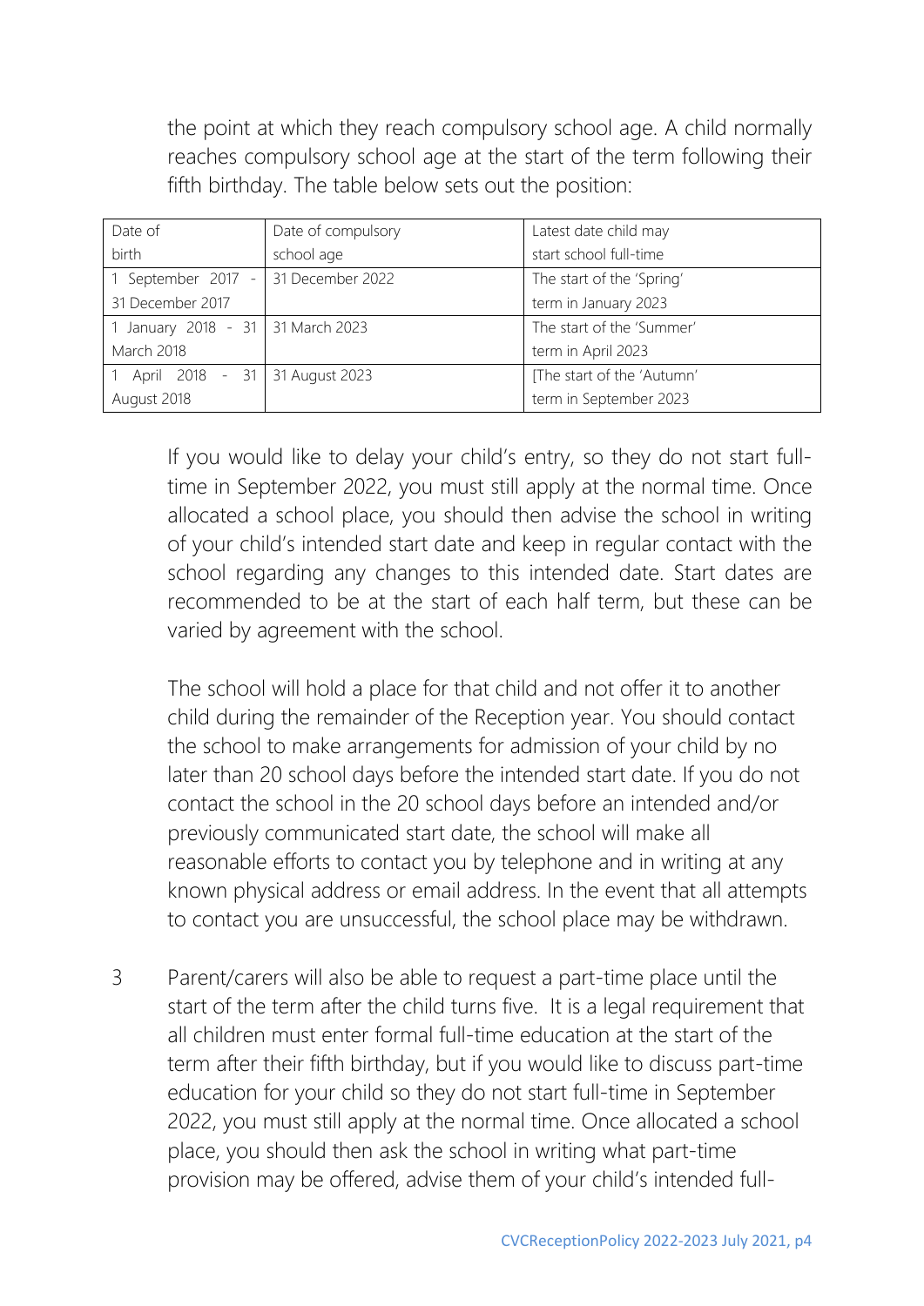the point at which they reach compulsory school age. A child normally reaches compulsory school age at the start of the term following their fifth birthday. The table below sets out the position:

| Date of birth | Date of compulsory school age | Latest date child may start school full-time |
|---|---|---|
| 1 September 2017 - 31 December 2017 | 31 December 2022 | The start of the 'Spring' term in January 2023 |
| 1 January 2018 - 31 March 2018 | 31 March 2023 | The start of the 'Summer' term in April 2023 |
| 1 April 2018 - 31 August 2018 | 31 August 2023 | [The start of the 'Autumn' term in September 2023 |

If you would like to delay your child's entry, so they do not start full-time in September 2022, you must still apply at the normal time. Once allocated a school place, you should then advise the school in writing of your child's intended start date and keep in regular contact with the school regarding any changes to this intended date. Start dates are recommended to be at the start of each half term, but these can be varied by agreement with the school.

The school will hold a place for that child and not offer it to another child during the remainder of the Reception year. You should contact the school to make arrangements for admission of your child by no later than 20 school days before the intended start date. If you do not contact the school in the 20 school days before an intended and/or previously communicated start date, the school will make all reasonable efforts to contact you by telephone and in writing at any known physical address or email address. In the event that all attempts to contact you are unsuccessful, the school place may be withdrawn.

3 Parent/carers will also be able to request a part-time place until the start of the term after the child turns five. It is a legal requirement that all children must enter formal full-time education at the start of the term after their fifth birthday, but if you would like to discuss part-time education for your child so they do not start full-time in September 2022, you must still apply at the normal time. Once allocated a school place, you should then ask the school in writing what part-time provision may be offered, advise them of your child's intended full-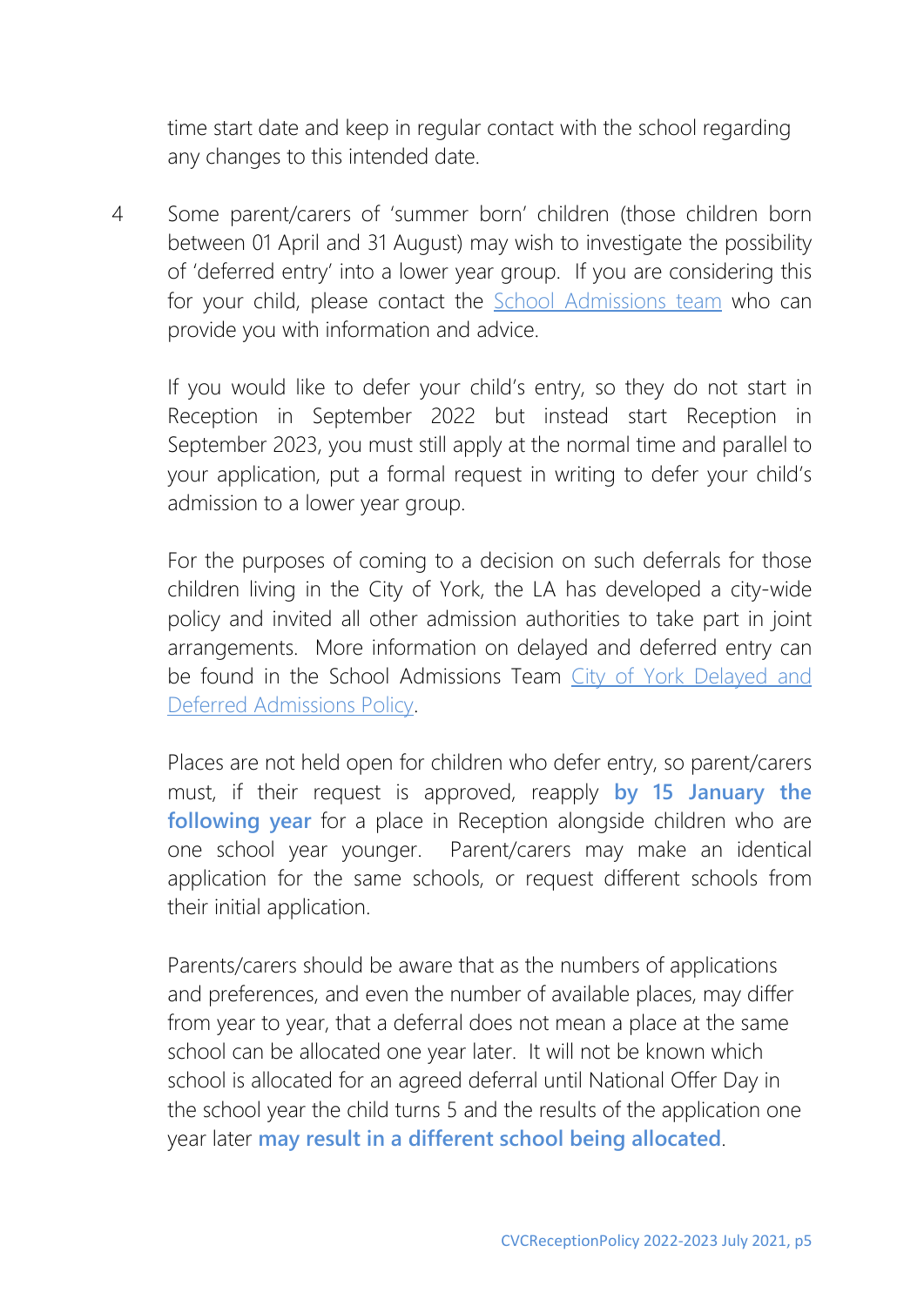time start date and keep in regular contact with the school regarding any changes to this intended date.

4 Some parent/carers of 'summer born' children (those children born between 01 April and 31 August) may wish to investigate the possibility of 'deferred entry' into a lower year group. If you are considering this for your child, please contact the School Admissions team who can provide you with information and advice.

If you would like to defer your child's entry, so they do not start in Reception in September 2022 but instead start Reception in September 2023, you must still apply at the normal time and parallel to your application, put a formal request in writing to defer your child's admission to a lower year group.

For the purposes of coming to a decision on such deferrals for those children living in the City of York, the LA has developed a city-wide policy and invited all other admission authorities to take part in joint arrangements. More information on delayed and deferred entry can be found in the School Admissions Team City of York Delayed and Deferred Admissions Policy.

Places are not held open for children who defer entry, so parent/carers must, if their request is approved, reapply **by 15 January the following year** for a place in Reception alongside children who are one school year younger. Parent/carers may make an identical application for the same schools, or request different schools from their initial application.

Parents/carers should be aware that as the numbers of applications and preferences, and even the number of available places, may differ from year to year, that a deferral does not mean a place at the same school can be allocated one year later. It will not be known which school is allocated for an agreed deferral until National Offer Day in the school year the child turns 5 and the results of the application one year later **may result in a different school being allocated**.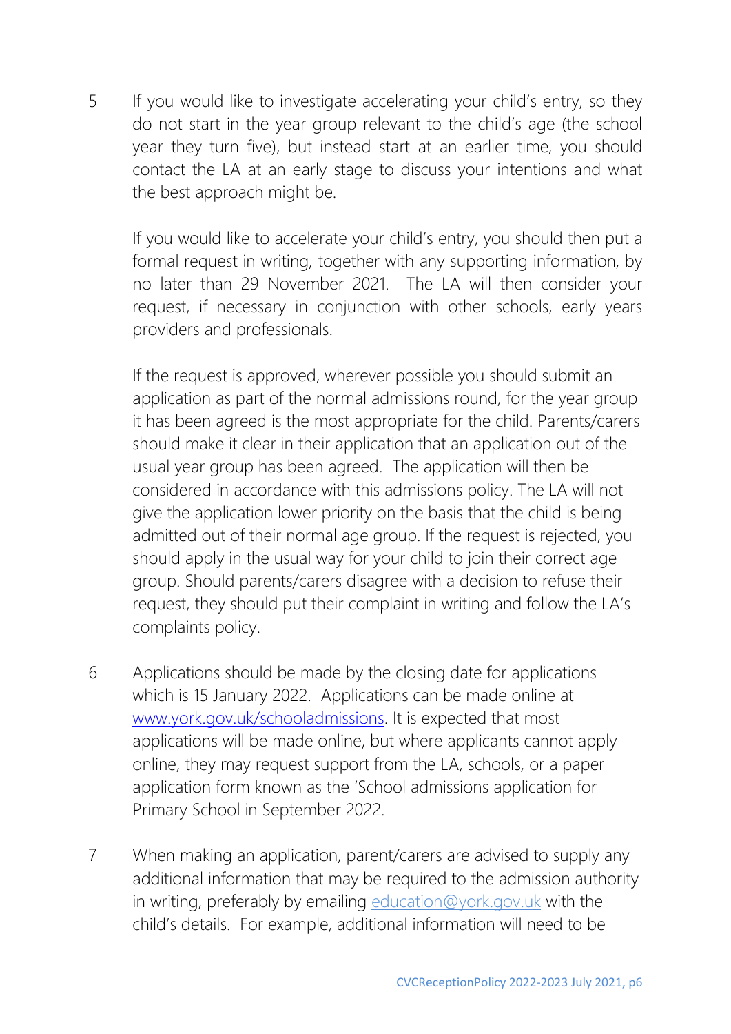5 If you would like to investigate accelerating your child's entry, so they do not start in the year group relevant to the child's age (the school year they turn five), but instead start at an earlier time, you should contact the LA at an early stage to discuss your intentions and what the best approach might be.

   If you would like to accelerate your child's entry, you should then put a formal request in writing, together with any supporting information, by no later than 29 November 2021. The LA will then consider your request, if necessary in conjunction with other schools, early years providers and professionals.

   If the request is approved, wherever possible you should submit an application as part of the normal admissions round, for the year group it has been agreed is the most appropriate for the child. Parents/carers should make it clear in their application that an application out of the usual year group has been agreed. The application will then be considered in accordance with this admissions policy. The LA will not give the application lower priority on the basis that the child is being admitted out of their normal age group. If the request is rejected, you should apply in the usual way for your child to join their correct age group. Should parents/carers disagree with a decision to refuse their request, they should put their complaint in writing and follow the LA's complaints policy.

6 Applications should be made by the closing date for applications which is 15 January 2022. Applications can be made online at [www.york.gov.uk/schooladmissions](http://www.york.gov.uk/schooladmissions). It is expected that most applications will be made online, but where applicants cannot apply online, they may request support from the LA, schools, or a paper application form known as the 'School admissions application for Primary School in September 2022.

7 When making an application, parent/carers are advised to supply any additional information that may be required to the admission authority in writing, preferably by emailing [education@york.gov.uk](mailto:education@york.gov.uk) with the child's details. For example, additional information will need to be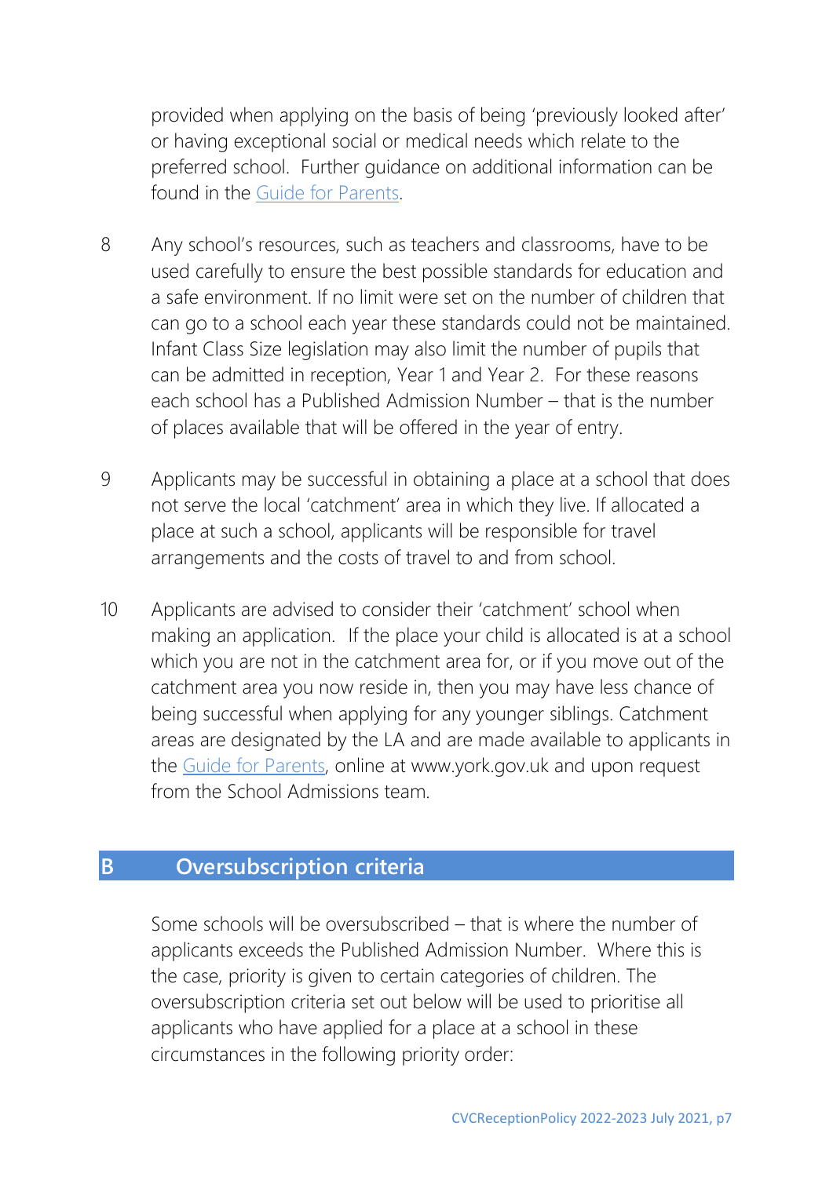provided when applying on the basis of being 'previously looked after' or having exceptional social or medical needs which relate to the preferred school. Further guidance on additional information can be found in the Guide for Parents.

8 Any school's resources, such as teachers and classrooms, have to be used carefully to ensure the best possible standards for education and a safe environment. If no limit were set on the number of children that can go to a school each year these standards could not be maintained. Infant Class Size legislation may also limit the number of pupils that can be admitted in reception, Year 1 and Year 2. For these reasons each school has a Published Admission Number – that is the number of places available that will be offered in the year of entry.

9 Applicants may be successful in obtaining a place at a school that does not serve the local 'catchment' area in which they live. If allocated a place at such a school, applicants will be responsible for travel arrangements and the costs of travel to and from school.

10 Applicants are advised to consider their 'catchment' school when making an application. If the place your child is allocated is at a school which you are not in the catchment area for, or if you move out of the catchment area you now reside in, then you may have less chance of being successful when applying for any younger siblings. Catchment areas are designated by the LA and are made available to applicants in the Guide for Parents, online at www.york.gov.uk and upon request from the School Admissions team.

## B Oversubscription criteria

Some schools will be oversubscribed – that is where the number of applicants exceeds the Published Admission Number. Where this is the case, priority is given to certain categories of children. The oversubscription criteria set out below will be used to prioritise all applicants who have applied for a place at a school in these circumstances in the following priority order: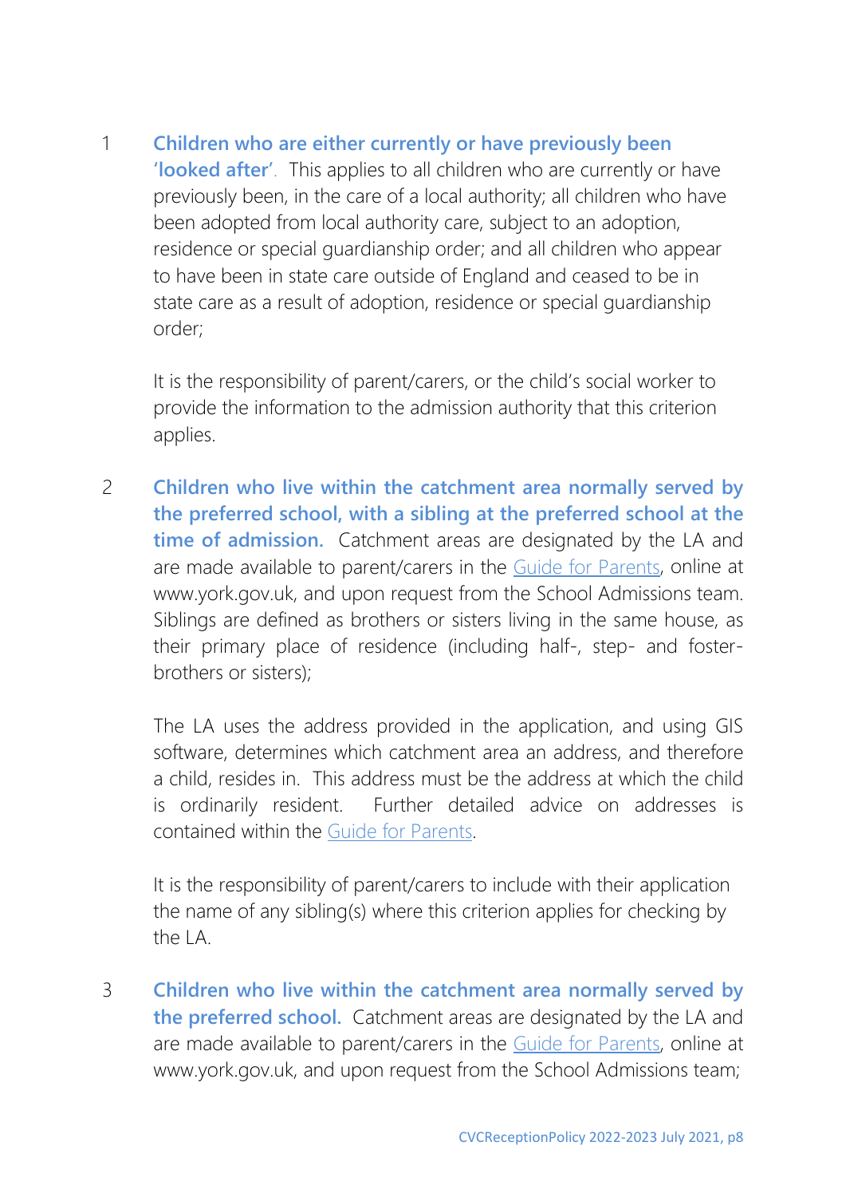1 **Children who are either currently or have previously been 'looked after'**. This applies to all children who are currently or have previously been, in the care of a local authority; all children who have been adopted from local authority care, subject to an adoption, residence or special guardianship order; and all children who appear to have been in state care outside of England and ceased to be in state care as a result of adoption, residence or special guardianship order;

It is the responsibility of parent/carers, or the child's social worker to provide the information to the admission authority that this criterion applies.

2 **Children who live within the catchment area normally served by the preferred school, with a sibling at the preferred school at the time of admission.** Catchment areas are designated by the LA and are made available to parent/carers in the Guide for Parents, online at www.york.gov.uk, and upon request from the School Admissions team. Siblings are defined as brothers or sisters living in the same house, as their primary place of residence (including half-, step- and foster-brothers or sisters);

The LA uses the address provided in the application, and using GIS software, determines which catchment area an address, and therefore a child, resides in. This address must be the address at which the child is ordinarily resident. Further detailed advice on addresses is contained within the Guide for Parents.

It is the responsibility of parent/carers to include with their application the name of any sibling(s) where this criterion applies for checking by the LA.

3 **Children who live within the catchment area normally served by the preferred school.** Catchment areas are designated by the LA and are made available to parent/carers in the Guide for Parents, online at www.york.gov.uk, and upon request from the School Admissions team;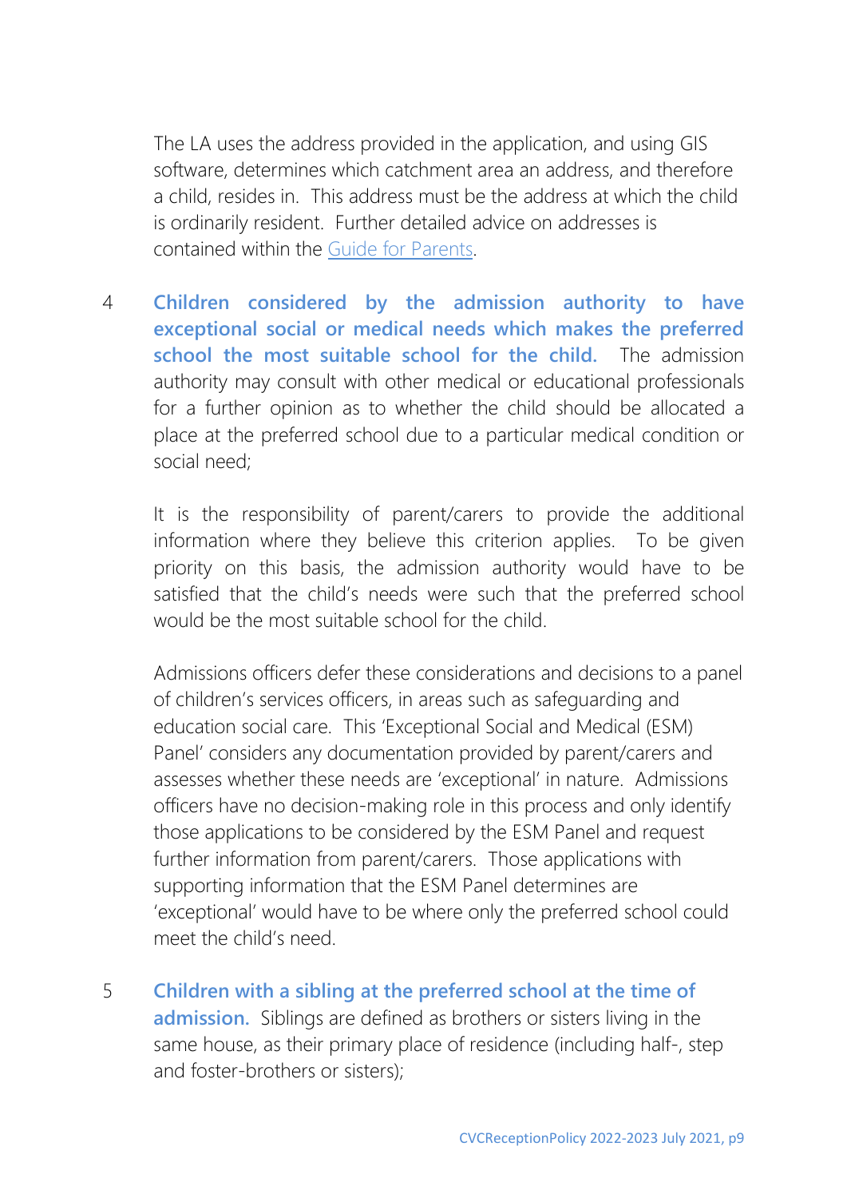The LA uses the address provided in the application, and using GIS software, determines which catchment area an address, and therefore a child, resides in. This address must be the address at which the child is ordinarily resident. Further detailed advice on addresses is contained within the [Guide for Parents](Guide for Parents).

4 **Children considered by the admission authority to have exceptional social or medical needs which makes the preferred school the most suitable school for the child.** The admission authority may consult with other medical or educational professionals for a further opinion as to whether the child should be allocated a place at the preferred school due to a particular medical condition or social need;

It is the responsibility of parent/carers to provide the additional information where they believe this criterion applies. To be given priority on this basis, the admission authority would have to be satisfied that the child's needs were such that the preferred school would be the most suitable school for the child.

Admissions officers defer these considerations and decisions to a panel of children's services officers, in areas such as safeguarding and education social care. This 'Exceptional Social and Medical (ESM) Panel' considers any documentation provided by parent/carers and assesses whether these needs are 'exceptional' in nature. Admissions officers have no decision-making role in this process and only identify those applications to be considered by the ESM Panel and request further information from parent/carers. Those applications with supporting information that the ESM Panel determines are 'exceptional' would have to be where only the preferred school could meet the child's need.

5 **Children with a sibling at the preferred school at the time of admission.** Siblings are defined as brothers or sisters living in the same house, as their primary place of residence (including half-, step and foster-brothers or sisters);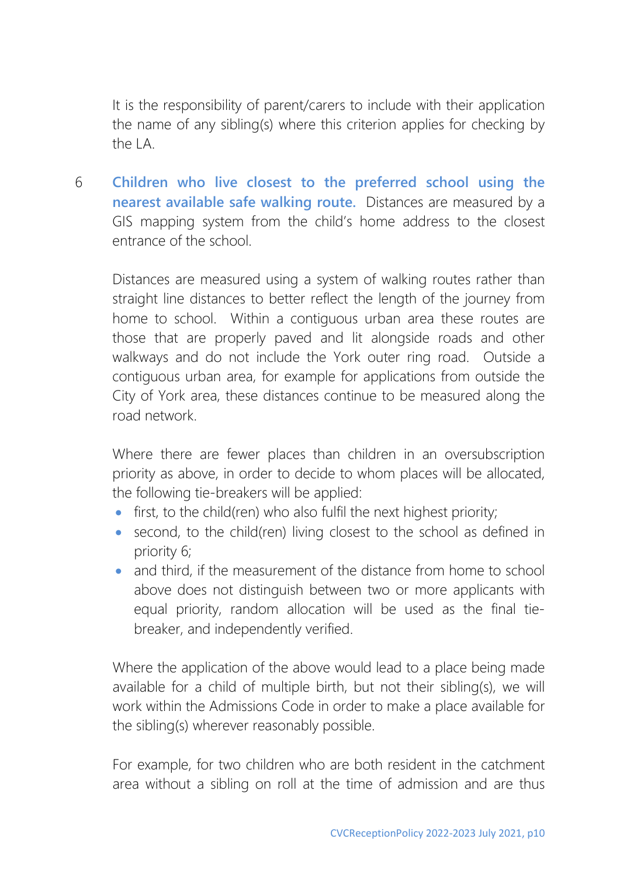It is the responsibility of parent/carers to include with their application the name of any sibling(s) where this criterion applies for checking by the LA.

6 **Children who live closest to the preferred school using the nearest available safe walking route.** Distances are measured by a GIS mapping system from the child's home address to the closest entrance of the school.

Distances are measured using a system of walking routes rather than straight line distances to better reflect the length of the journey from home to school. Within a contiguous urban area these routes are those that are properly paved and lit alongside roads and other walkways and do not include the York outer ring road. Outside a contiguous urban area, for example for applications from outside the City of York area, these distances continue to be measured along the road network.

Where there are fewer places than children in an oversubscription priority as above, in order to decide to whom places will be allocated, the following tie-breakers will be applied:

- first, to the child(ren) who also fulfil the next highest priority;
- second, to the child(ren) living closest to the school as defined in priority 6;
- and third, if the measurement of the distance from home to school above does not distinguish between two or more applicants with equal priority, random allocation will be used as the final tie-breaker, and independently verified.

Where the application of the above would lead to a place being made available for a child of multiple birth, but not their sibling(s), we will work within the Admissions Code in order to make a place available for the sibling(s) wherever reasonably possible.

For example, for two children who are both resident in the catchment area without a sibling on roll at the time of admission and are thus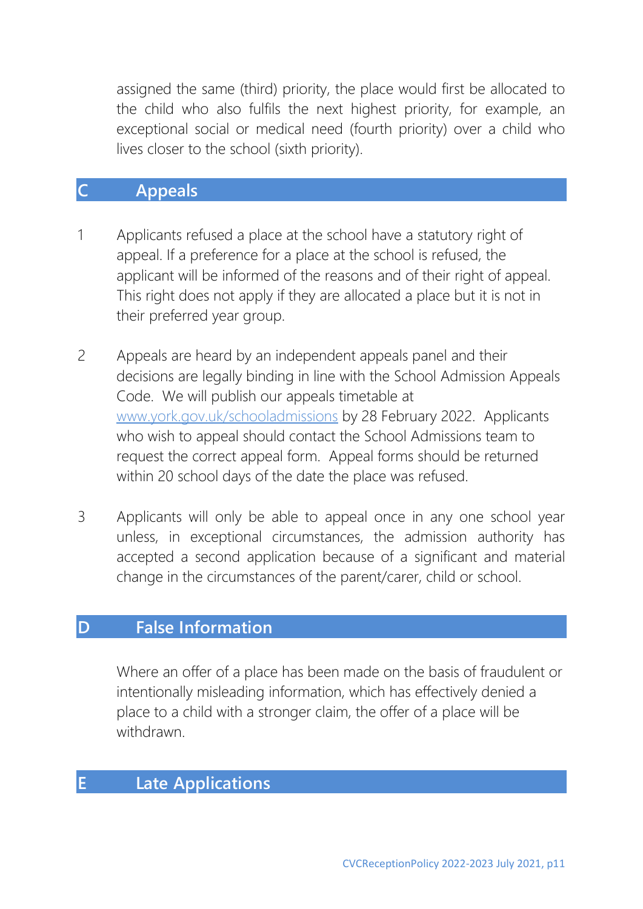assigned the same (third) priority, the place would first be allocated to the child who also fulfils the next highest priority, for example, an exceptional social or medical need (fourth priority) over a child who lives closer to the school (sixth priority).

## C Appeals

1. Applicants refused a place at the school have a statutory right of appeal. If a preference for a place at the school is refused, the applicant will be informed of the reasons and of their right of appeal. This right does not apply if they are allocated a place but it is not in their preferred year group.

2. Appeals are heard by an independent appeals panel and their decisions are legally binding in line with the School Admission Appeals Code. We will publish our appeals timetable at [www.york.gov.uk/schooladmissions](http://www.york.gov.uk/schooladmissions) by 28 February 2022. Applicants who wish to appeal should contact the School Admissions team to request the correct appeal form. Appeal forms should be returned within 20 school days of the date the place was refused.

3. Applicants will only be able to appeal once in any one school year unless, in exceptional circumstances, the admission authority has accepted a second application because of a significant and material change in the circumstances of the parent/carer, child or school.

## D False Information

Where an offer of a place has been made on the basis of fraudulent or intentionally misleading information, which has effectively denied a place to a child with a stronger claim, the offer of a place will be withdrawn.

## E Late Applications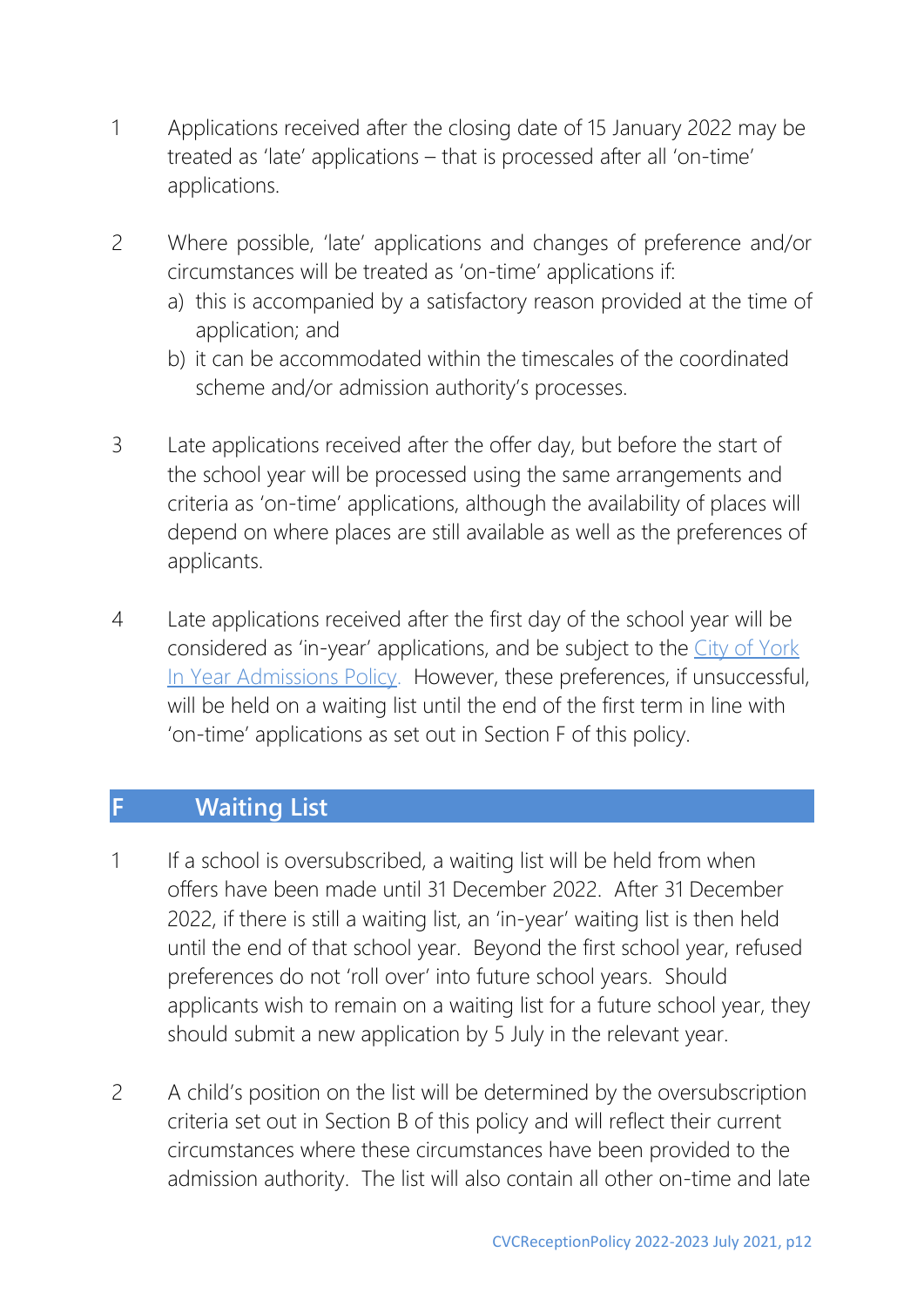1. Applications received after the closing date of 15 January 2022 may be treated as 'late' applications – that is processed after all 'on-time' applications.

2. Where possible, 'late' applications and changes of preference and/or circumstances will be treated as 'on-time' applications if:
   a) this is accompanied by a satisfactory reason provided at the time of application; and
   b) it can be accommodated within the timescales of the coordinated scheme and/or admission authority's processes.

3. Late applications received after the offer day, but before the start of the school year will be processed using the same arrangements and criteria as 'on-time' applications, although the availability of places will depend on where places are still available as well as the preferences of applicants.

4. Late applications received after the first day of the school year will be considered as 'in-year' applications, and be subject to the City of York In Year Admissions Policy. However, these preferences, if unsuccessful, will be held on a waiting list until the end of the first term in line with 'on-time' applications as set out in Section F of this policy.

## F Waiting List

1. If a school is oversubscribed, a waiting list will be held from when offers have been made until 31 December 2022. After 31 December 2022, if there is still a waiting list, an 'in-year' waiting list is then held until the end of that school year. Beyond the first school year, refused preferences do not 'roll over' into future school years. Should applicants wish to remain on a waiting list for a future school year, they should submit a new application by 5 July in the relevant year.

2. A child's position on the list will be determined by the oversubscription criteria set out in Section B of this policy and will reflect their current circumstances where these circumstances have been provided to the admission authority. The list will also contain all other on-time and late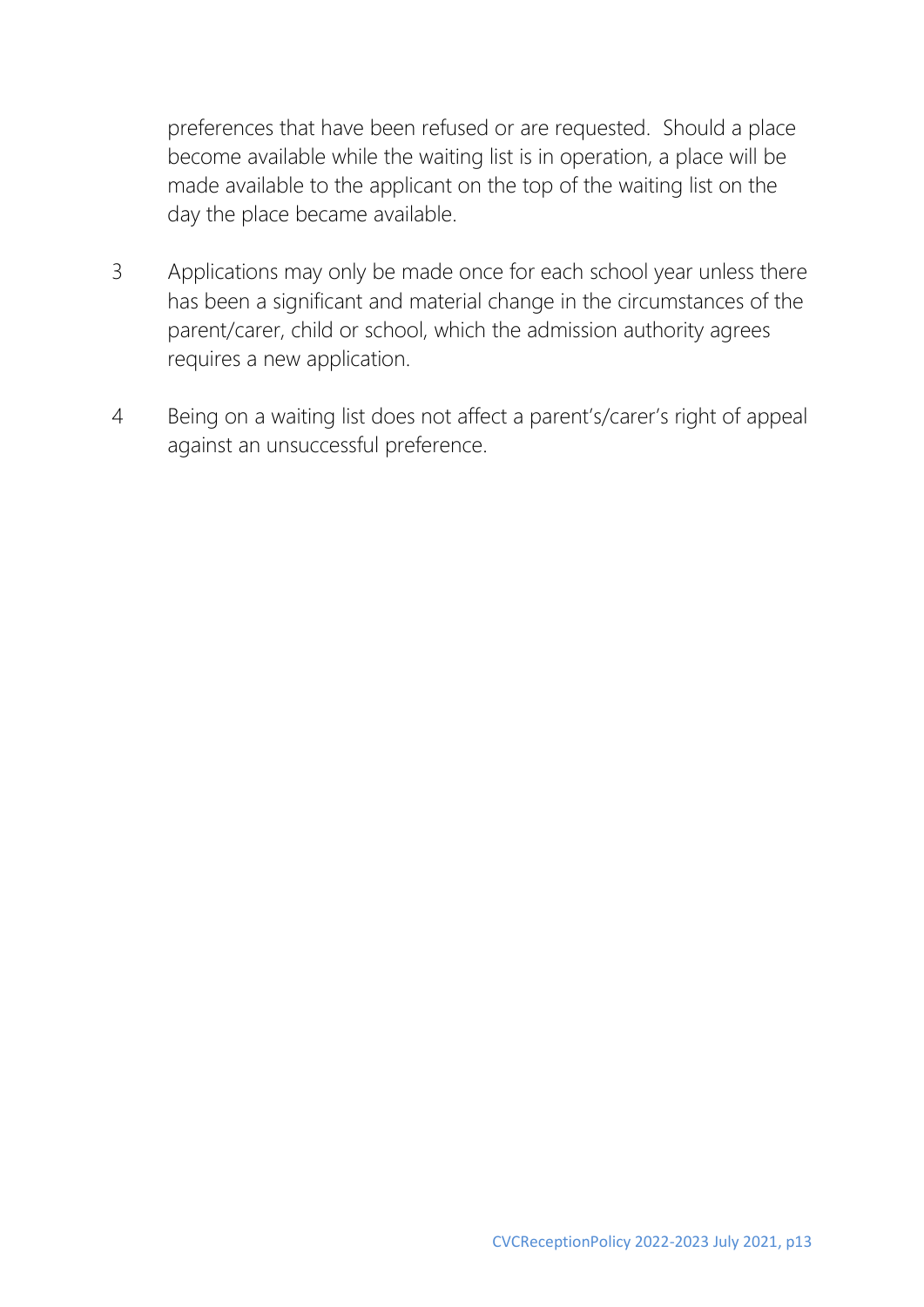preferences that have been refused or are requested. Should a place become available while the waiting list is in operation, a place will be made available to the applicant on the top of the waiting list on the day the place became available.

3 Applications may only be made once for each school year unless there has been a significant and material change in the circumstances of the parent/carer, child or school, which the admission authority agrees requires a new application.

4 Being on a waiting list does not affect a parent's/carer's right of appeal against an unsuccessful preference.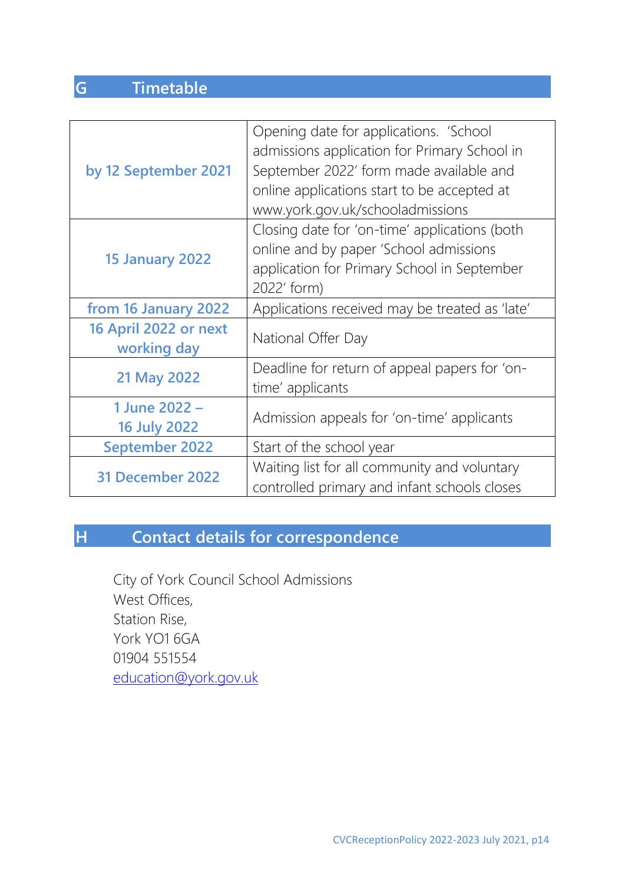## G Timetable

| | |
|---|---|
| **by 12 September 2021** | Opening date for applications. 'School admissions application for Primary School in September 2022' form made available and online applications start to be accepted at www.york.gov.uk/schooladmissions |
| **15 January 2022** | Closing date for 'on-time' applications (both online and by paper 'School admissions application for Primary School in September 2022' form) |
| **from 16 January 2022** | Applications received may be treated as 'late' |
| **16 April 2022 or next working day** | National Offer Day |
| **21 May 2022** | Deadline for return of appeal papers for 'on-time' applicants |
| **1 June 2022 – 16 July 2022** | Admission appeals for 'on-time' applicants |
| **September 2022** | Start of the school year |
| **31 December 2022** | Waiting list for all community and voluntary controlled primary and infant schools closes |

## H Contact details for correspondence

City of York Council School Admissions
West Offices,
Station Rise,
York YO1 6GA
01904 551554
education@york.gov.uk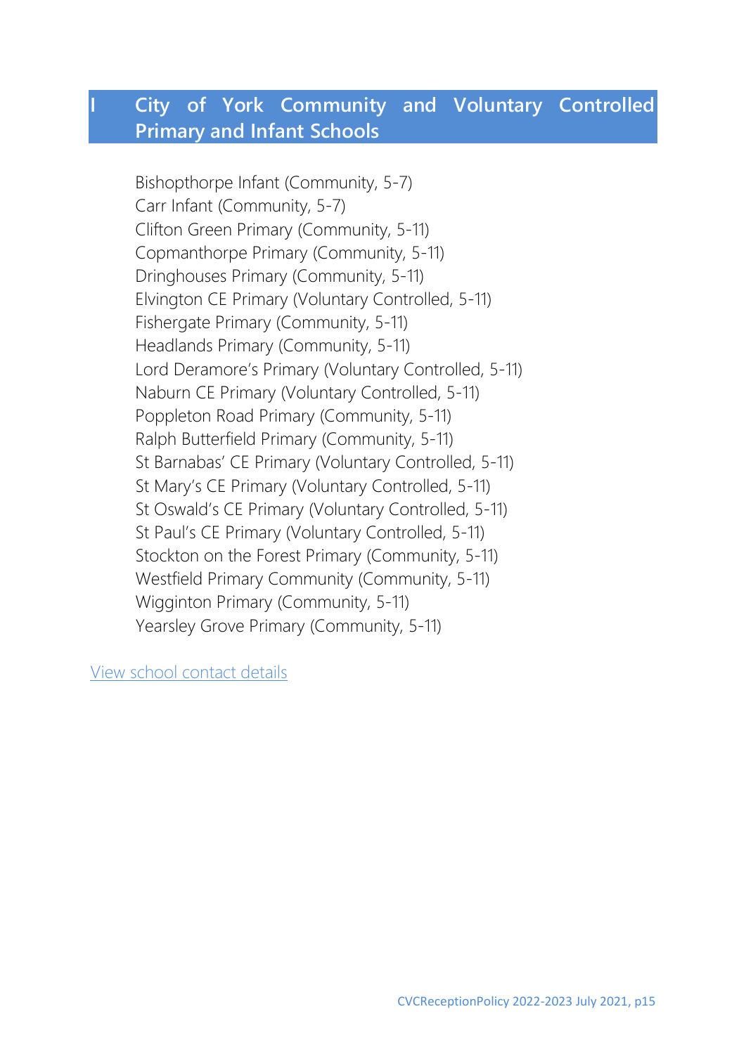## I City of York Community and Voluntary Controlled Primary and Infant Schools

Bishopthorpe Infant (Community, 5-7)
Carr Infant (Community, 5-7)
Clifton Green Primary (Community, 5-11)
Copmanthorpe Primary (Community, 5-11)
Dringhouses Primary (Community, 5-11)
Elvington CE Primary (Voluntary Controlled, 5-11)
Fishergate Primary (Community, 5-11)
Headlands Primary (Community, 5-11)
Lord Deramore's Primary (Voluntary Controlled, 5-11)
Naburn CE Primary (Voluntary Controlled, 5-11)
Poppleton Road Primary (Community, 5-11)
Ralph Butterfield Primary (Community, 5-11)
St Barnabas' CE Primary (Voluntary Controlled, 5-11)
St Mary's CE Primary (Voluntary Controlled, 5-11)
St Oswald's CE Primary (Voluntary Controlled, 5-11)
St Paul's CE Primary (Voluntary Controlled, 5-11)
Stockton on the Forest Primary (Community, 5-11)
Westfield Primary Community (Community, 5-11)
Wigginton Primary (Community, 5-11)
Yearsley Grove Primary (Community, 5-11)

View school contact details